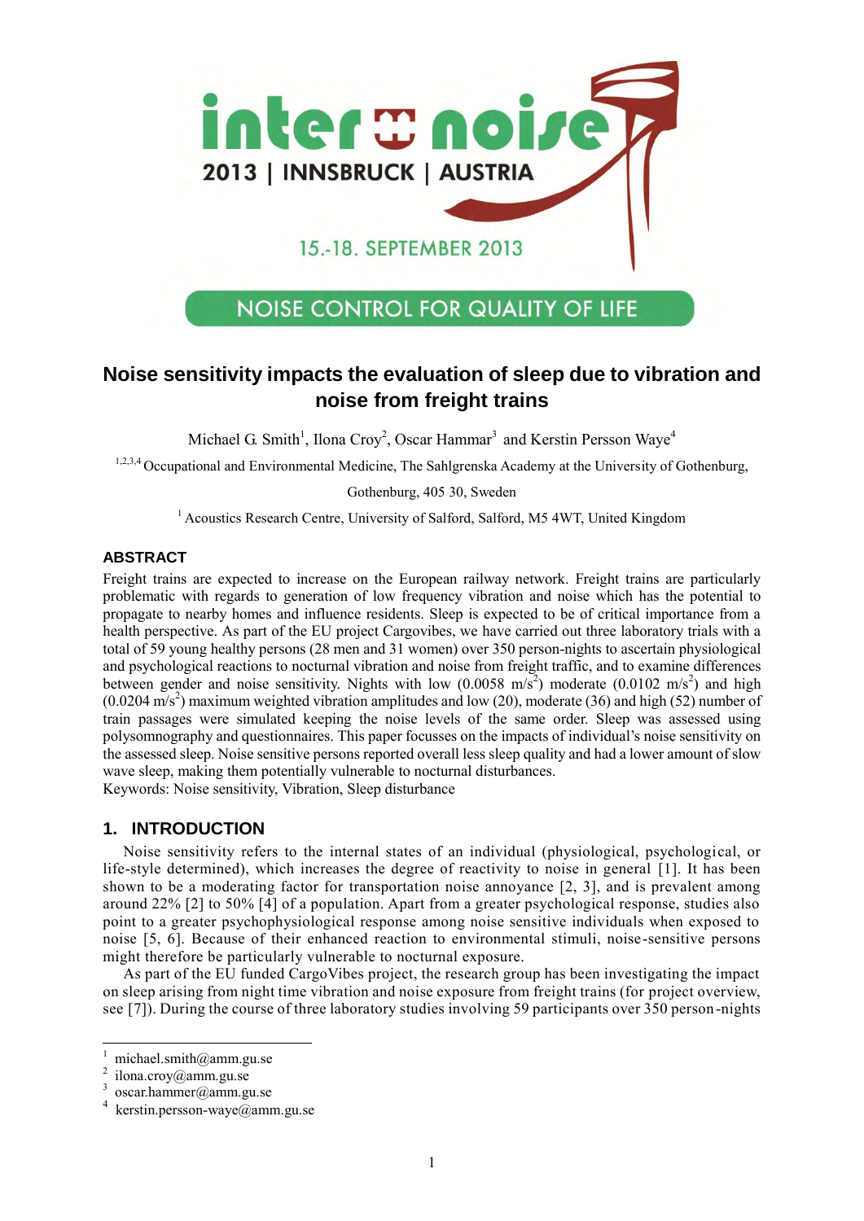inter noise 2013 | INNSBRUCK | AUSTRIA

15.-18. SEPTEMBER 2013

NOISE CONTROL FOR QUALITY OF LIFE

# Noise sensitivity impacts the evaluation of sleep due to vibration and noise from freight trains

Michael G. Smith[1], Ilona Croy[2], Oscar Hammar[3] and Kerstin Persson Waye[4]

[1,2,3,4] Occupational and Environmental Medicine, The Sahlgrenska Academy at the University of Gothenburg, Gothenburg, 405 30, Sweden

[1] Acoustics Research Centre, University of Salford, Salford, M5 4WT, United Kingdom

## ABSTRACT

Freight trains are expected to increase on the European railway network. Freight trains are particularly problematic with regards to generation of low frequency vibration and noise which has the potential to propagate to nearby homes and influence residents. Sleep is expected to be of critical importance from a health perspective. As part of the EU project Cargovibes, we have carried out three laboratory trials with a total of 59 young healthy persons (28 men and 31 women) over 350 person-nights to ascertain physiological and psychological reactions to nocturnal vibration and noise from freight traffic, and to examine differences between gender and noise sensitivity. Nights with low (0.0058 $m/s^2$) moderate (0.0102 $m/s^2$) and high (0.0204 $m/s^2$) maximum weighted vibration amplitudes and low (20), moderate (36) and high (52) number of train passages were simulated keeping the noise levels of the same order. Sleep was assessed using polysomnography and questionnaires. This paper focusses on the impacts of individual's noise sensitivity on the assessed sleep. Noise sensitive persons reported overall less sleep quality and had a lower amount of slow wave sleep, making them potentially vulnerable to nocturnal disturbances.

Keywords: Noise sensitivity, Vibration, Sleep disturbance

## 1. INTRODUCTION

Noise sensitivity refers to the internal states of an individual (physiological, psychological, or life-style determined), which increases the degree of reactivity to noise in general [1]. It has been shown to be a moderating factor for transportation noise annoyance [2, 3], and is prevalent among around 22% [2] to 50% [4] of a population. Apart from a greater psychological response, studies also point to a greater psychophysiological response among noise sensitive individuals when exposed to noise [5, 6]. Because of their enhanced reaction to environmental stimuli, noise-sensitive persons might therefore be particularly vulnerable to nocturnal exposure.

As part of the EU funded CargoVibes project, the research group has been investigating the impact on sleep arising from night time vibration and noise exposure from freight trains (for project overview, see [7]). During the course of three laboratory studies involving 59 participants over 350 person-nights

---

[1] michael.smith@amm.gu.se

[2] ilona.croy@amm.gu.se

[3] oscar.hammar@amm.gu.se

[4] kerstin.persson-waye@amm.gu.se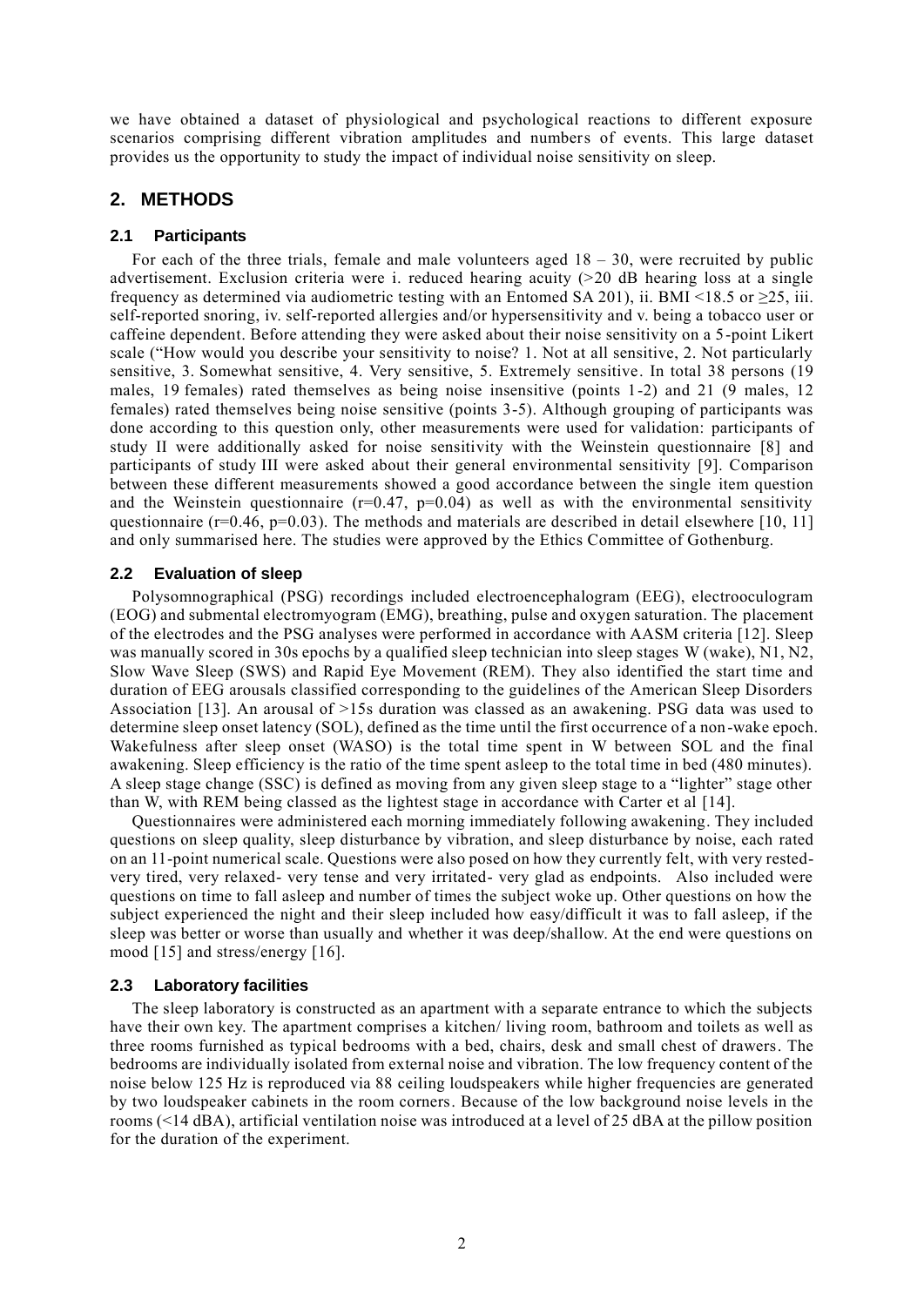we have obtained a dataset of physiological and psychological reactions to different exposure scenarios comprising different vibration amplitudes and numbers of events. This large dataset provides us the opportunity to study the impact of individual noise sensitivity on sleep.

## 2. METHODS

### 2.1 Participants

For each of the three trials, female and male volunteers aged 18 – 30, were recruited by public advertisement. Exclusion criteria were i. reduced hearing acuity (>20 dB hearing loss at a single frequency as determined via audiometric testing with an Entomed SA 201), ii. BMI <18.5 or ≥25, iii. self-reported snoring, iv. self-reported allergies and/or hypersensitivity and v. being a tobacco user or caffeine dependent. Before attending they were asked about their noise sensitivity on a 5-point Likert scale ("How would you describe your sensitivity to noise? 1. Not at all sensitive, 2. Not particularly sensitive, 3. Somewhat sensitive, 4. Very sensitive, 5. Extremely sensitive. In total 38 persons (19 males, 19 females) rated themselves as being noise insensitive (points 1-2) and 21 (9 males, 12 females) rated themselves being noise sensitive (points 3-5). Although grouping of participants was done according to this question only, other measurements were used for validation: participants of study II were additionally asked for noise sensitivity with the Weinstein questionnaire [8] and participants of study III were asked about their general environmental sensitivity [9]. Comparison between these different measurements showed a good accordance between the single item question and the Weinstein questionnaire ($r=0.47$, $p=0.04$) as well as with the environmental sensitivity questionnaire ($r=0.46$, $p=0.03$). The methods and materials are described in detail elsewhere [10, 11] and only summarised here. The studies were approved by the Ethics Committee of Gothenburg.

### 2.2 Evaluation of sleep

Polysomnographical (PSG) recordings included electroencephalogram (EEG), electrooculogram (EOG) and submental electromyogram (EMG), breathing, pulse and oxygen saturation. The placement of the electrodes and the PSG analyses were performed in accordance with AASM criteria [12]. Sleep was manually scored in 30s epochs by a qualified sleep technician into sleep stages W (wake), N1, N2, Slow Wave Sleep (SWS) and Rapid Eye Movement (REM). They also identified the start time and duration of EEG arousals classified corresponding to the guidelines of the American Sleep Disorders Association [13]. An arousal of >15s duration was classed as an awakening. PSG data was used to determine sleep onset latency (SOL), defined as the time until the first occurrence of a non-wake epoch. Wakefulness after sleep onset (WASO) is the total time spent in W between SOL and the final awakening. Sleep efficiency is the ratio of the time spent asleep to the total time in bed (480 minutes). A sleep stage change (SSC) is defined as moving from any given sleep stage to a "lighter" stage other than W, with REM being classed as the lightest stage in accordance with Carter et al [14].

Questionnaires were administered each morning immediately following awakening. They included questions on sleep quality, sleep disturbance by vibration, and sleep disturbance by noise, each rated on an 11-point numerical scale. Questions were also posed on how they currently felt, with very rested-very tired, very relaxed- very tense and very irritated- very glad as endpoints. Also included were questions on time to fall asleep and number of times the subject woke up. Other questions on how the subject experienced the night and their sleep included how easy/difficult it was to fall asleep, if the sleep was better or worse than usually and whether it was deep/shallow. At the end were questions on mood [15] and stress/energy [16].

### 2.3 Laboratory facilities

The sleep laboratory is constructed as an apartment with a separate entrance to which the subjects have their own key. The apartment comprises a kitchen/ living room, bathroom and toilets as well as three rooms furnished as typical bedrooms with a bed, chairs, desk and small chest of drawers. The bedrooms are individually isolated from external noise and vibration. The low frequency content of the noise below 125 Hz is reproduced via 88 ceiling loudspeakers while higher frequencies are generated by two loudspeaker cabinets in the room corners. Because of the low background noise levels in the rooms (<14 dBA), artificial ventilation noise was introduced at a level of 25 dBA at the pillow position for the duration of the experiment.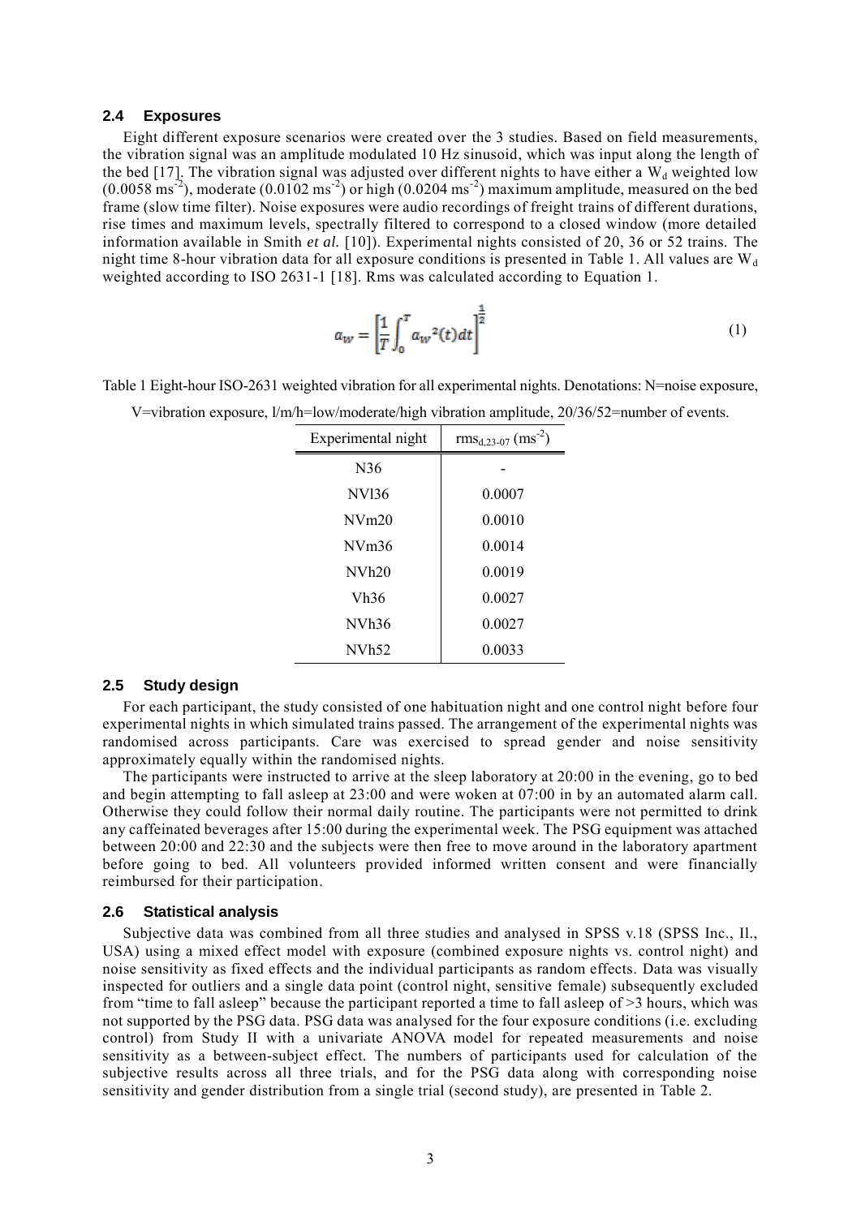### 2.4 Exposures

Eight different exposure scenarios were created over the 3 studies. Based on field measurements, the vibration signal was an amplitude modulated 10 Hz sinusoid, which was input along the length of the bed [17]. The vibration signal was adjusted over different nights to have either a $W_d$ weighted low (0.0058 $ms^{-2}$), moderate (0.0102 $ms^{-2}$) or high (0.0204 $ms^{-2}$) maximum amplitude, measured on the bed frame (slow time filter). Noise exposures were audio recordings of freight trains of different durations, rise times and maximum levels, spectrally filtered to correspond to a closed window (more detailed information available in Smith *et al.* [10]). Experimental nights consisted of 20, 36 or 52 trains. The night time 8-hour vibration data for all exposure conditions is presented in Table 1. All values are $W_d$ weighted according to ISO 2631-1 [18]. Rms was calculated according to Equation 1.

$$a_w = \left[\frac{1}{T}\int_0^T a_w{}^2(t)dt\right]^{\frac{1}{2}} \tag{1}$$

Table 1 Eight-hour ISO-2631 weighted vibration for all experimental nights. Denotations: N=noise exposure, V=vibration exposure, l/m/h=low/moderate/high vibration amplitude, 20/36/52=number of events.

| Experimental night | $rms_{d,23\text{-}07}$ ($ms^{-2}$) |
|---|---|
| N36 | - |
| NVl36 | 0.0007 |
| NVm20 | 0.0010 |
| NVm36 | 0.0014 |
| NVh20 | 0.0019 |
| Vh36 | 0.0027 |
| NVh36 | 0.0027 |
| NVh52 | 0.0033 |

### 2.5 Study design

For each participant, the study consisted of one habituation night and one control night before four experimental nights in which simulated trains passed. The arrangement of the experimental nights was randomised across participants. Care was exercised to spread gender and noise sensitivity approximately equally within the randomised nights.

The participants were instructed to arrive at the sleep laboratory at 20:00 in the evening, go to bed and begin attempting to fall asleep at 23:00 and were woken at 07:00 in by an automated alarm call. Otherwise they could follow their normal daily routine. The participants were not permitted to drink any caffeinated beverages after 15:00 during the experimental week. The PSG equipment was attached between 20:00 and 22:30 and the subjects were then free to move around in the laboratory apartment before going to bed. All volunteers provided informed written consent and were financially reimbursed for their participation.

### 2.6 Statistical analysis

Subjective data was combined from all three studies and analysed in SPSS v.18 (SPSS Inc., Il., USA) using a mixed effect model with exposure (combined exposure nights vs. control night) and noise sensitivity as fixed effects and the individual participants as random effects. Data was visually inspected for outliers and a single data point (control night, sensitive female) subsequently excluded from "time to fall asleep" because the participant reported a time to fall asleep of >3 hours, which was not supported by the PSG data. PSG data was analysed for the four exposure conditions (i.e. excluding control) from Study II with a univariate ANOVA model for repeated measurements and noise sensitivity as a between-subject effect. The numbers of participants used for calculation of the subjective results across all three trials, and for the PSG data along with corresponding noise sensitivity and gender distribution from a single trial (second study), are presented in Table 2.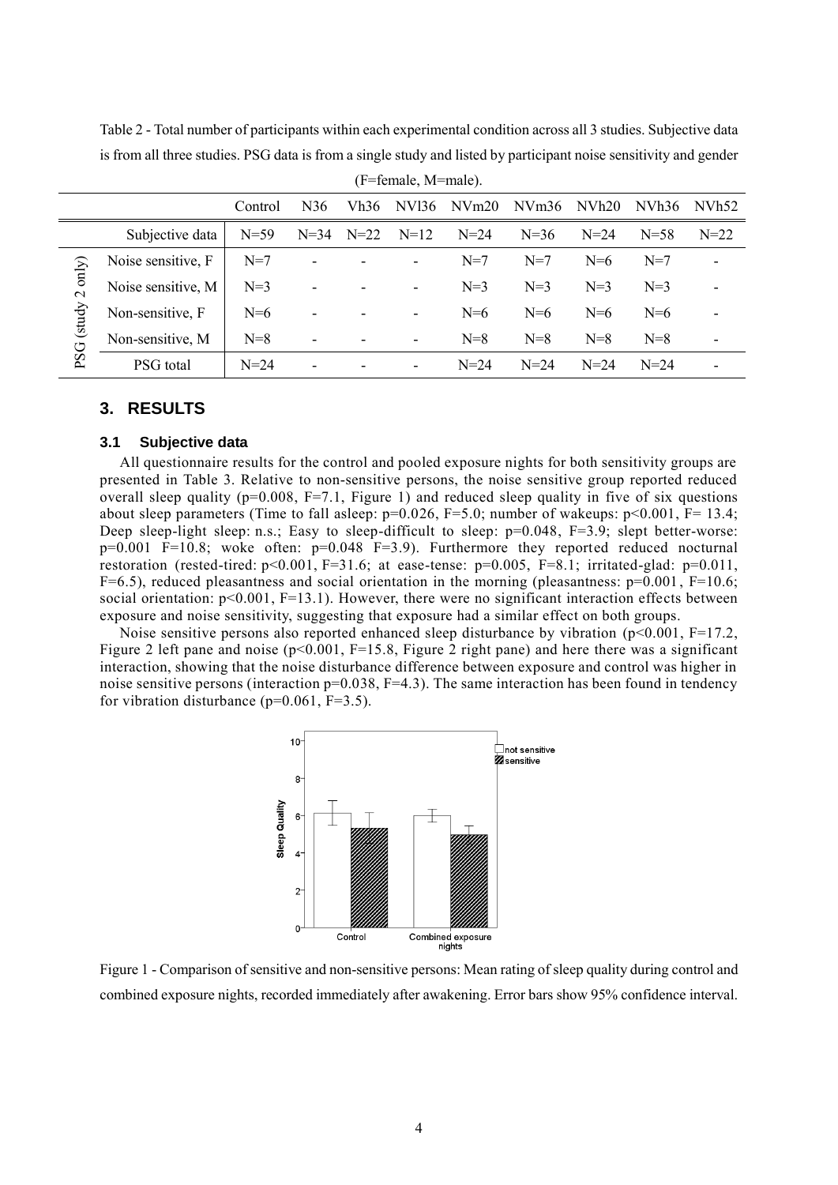Table 2 - Total number of participants within each experimental condition across all 3 studies. Subjective data is from all three studies. PSG data is from a single study and listed by participant noise sensitivity and gender (F=female, M=male).

| | | Control | N36 | Vh36 | NVl36 | NVm20 | NVm36 | NVh20 | NVh36 | NVh52 |
|---|---|---|---|---|---|---|---|---|---|---|
| | Subjective data | N=59 | N=34 | N=22 | N=12 | N=24 | N=36 | N=24 | N=58 | N=22 |
| PSG (study 2 only) | Noise sensitive, F | N=7 | - | - | - | N=7 | N=7 | N=6 | N=7 | - |
| | Noise sensitive, M | N=3 | - | - | - | N=3 | N=3 | N=3 | N=3 | - |
| | Non-sensitive, F | N=6 | - | - | - | N=6 | N=6 | N=6 | N=6 | - |
| | Non-sensitive, M | N=8 | - | - | - | N=8 | N=8 | N=8 | N=8 | - |
| | PSG total | N=24 | - | - | - | N=24 | N=24 | N=24 | N=24 | - |

## 3. RESULTS

### 3.1 Subjective data

All questionnaire results for the control and pooled exposure nights for both sensitivity groups are presented in Table 3. Relative to non-sensitive persons, the noise sensitive group reported reduced overall sleep quality ($p=0.008$, $F=7.1$, Figure 1) and reduced sleep quality in five of six questions about sleep parameters (Time to fall asleep: $p=0.026$, $F=5.0$; number of wakeups: $p<0.001$, $F=13.4$; Deep sleep-light sleep: n.s.; Easy to sleep-difficult to sleep: $p=0.048$, $F=3.9$; slept better-worse: $p=0.001$ $F=10.8$; woke often: $p=0.048$ $F=3.9$). Furthermore they reported reduced nocturnal restoration (rested-tired: $p<0.001$, $F=31.6$; at ease-tense: $p=0.005$, $F=8.1$; irritated-glad: $p=0.011$, $F=6.5$), reduced pleasantness and social orientation in the morning (pleasantness: $p=0.001$, $F=10.6$; social orientation: $p<0.001$, $F=13.1$). However, there were no significant interaction effects between exposure and noise sensitivity, suggesting that exposure had a similar effect on both groups.

Noise sensitive persons also reported enhanced sleep disturbance by vibration ($p<0.001$, $F=17.2$, Figure 2 left pane and noise ($p<0.001$, $F=15.8$, Figure 2 right pane) and here there was a significant interaction, showing that the noise disturbance difference between exposure and control was higher in noise sensitive persons (interaction $p=0.038$, $F=4.3$). The same interaction has been found in tendency for vibration disturbance ($p=0.061$, $F=3.5$).

Figure 1 - Comparison of sensitive and non-sensitive persons: Mean rating of sleep quality during control and combined exposure nights, recorded immediately after awakening. Error bars show 95% confidence interval.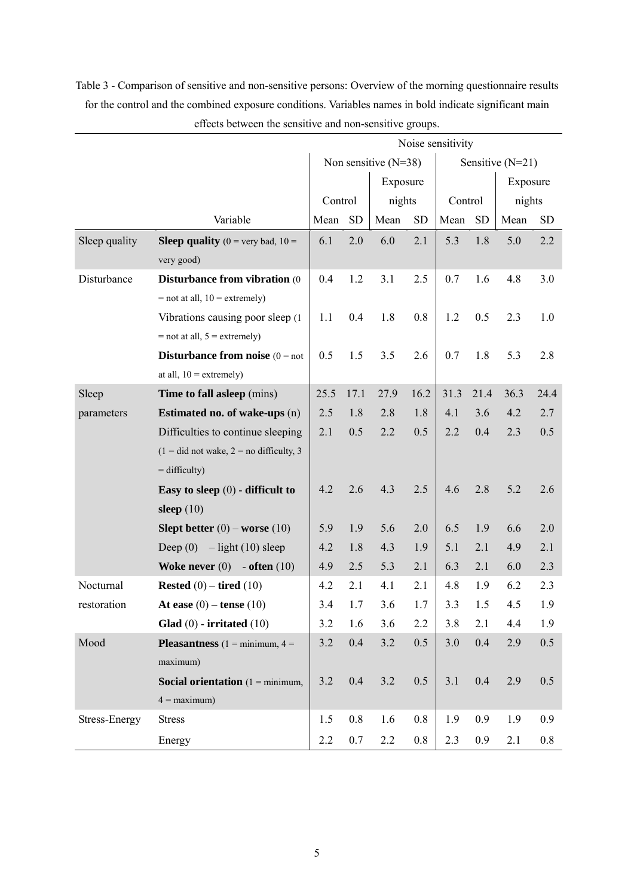Table 3 - Comparison of sensitive and non-sensitive persons: Overview of the morning questionnaire results for the control and the combined exposure conditions. Variables names in bold indicate significant main effects between the sensitive and non-sensitive groups.

| | | Noise sensitivity | | | | | | | |
|---|---|---|---|---|---|---|---|---|---|
| | | Non sensitive (N=38) | | | | Sensitive (N=21) | | | |
| | | Control | | Exposure nights | | Control | | Exposure nights | |
| | Variable | Mean | SD | Mean | SD | Mean | SD | Mean | SD |
| Sleep quality | **Sleep quality** (0 = very bad, 10 = very good) | 6.1 | 2.0 | 6.0 | 2.1 | 5.3 | 1.8 | 5.0 | 2.2 |
| Disturbance | **Disturbance from vibration** (0 = not at all, 10 = extremely) | 0.4 | 1.2 | 3.1 | 2.5 | 0.7 | 1.6 | 4.8 | 3.0 |
| | Vibrations causing poor sleep (1 = not at all, 5 = extremely) | 1.1 | 0.4 | 1.8 | 0.8 | 1.2 | 0.5 | 2.3 | 1.0 |
| | **Disturbance from noise** (0 = not at all, 10 = extremely) | 0.5 | 1.5 | 3.5 | 2.6 | 0.7 | 1.8 | 5.3 | 2.8 |
| Sleep parameters | **Time to fall asleep** (mins) | 25.5 | 17.1 | 27.9 | 16.2 | 31.3 | 21.4 | 36.3 | 24.4 |
| | **Estimated no. of wake-ups** (n) | 2.5 | 1.8 | 2.8 | 1.8 | 4.1 | 3.6 | 4.2 | 2.7 |
| | Difficulties to continue sleeping (1 = did not wake, 2 = no difficulty, 3 = difficulty) | 2.1 | 0.5 | 2.2 | 0.5 | 2.2 | 0.4 | 2.3 | 0.5 |
| | **Easy to sleep** (0) - **difficult to sleep** (10) | 4.2 | 2.6 | 4.3 | 2.5 | 4.6 | 2.8 | 5.2 | 2.6 |
| | **Slept better** (0) – **worse** (10) | 5.9 | 1.9 | 5.6 | 2.0 | 6.5 | 1.9 | 6.6 | 2.0 |
| | Deep (0) – light (10) sleep | 4.2 | 1.8 | 4.3 | 1.9 | 5.1 | 2.1 | 4.9 | 2.1 |
| | **Woke never** (0) - **often** (10) | 4.9 | 2.5 | 5.3 | 2.1 | 6.3 | 2.1 | 6.0 | 2.3 |
| Nocturnal restoration | **Rested** (0) – **tired** (10) | 4.2 | 2.1 | 4.1 | 2.1 | 4.8 | 1.9 | 6.2 | 2.3 |
| | **At ease** (0) – **tense** (10) | 3.4 | 1.7 | 3.6 | 1.7 | 3.3 | 1.5 | 4.5 | 1.9 |
| | **Glad** (0) - **irritated** (10) | 3.2 | 1.6 | 3.6 | 2.2 | 3.8 | 2.1 | 4.4 | 1.9 |
| Mood | **Pleasantness** (1 = minimum, 4 = maximum) | 3.2 | 0.4 | 3.2 | 0.5 | 3.0 | 0.4 | 2.9 | 0.5 |
| | **Social orientation** (1 = minimum, 4 = maximum) | 3.2 | 0.4 | 3.2 | 0.5 | 3.1 | 0.4 | 2.9 | 0.5 |
| Stress-Energy | Stress | 1.5 | 0.8 | 1.6 | 0.8 | 1.9 | 0.9 | 1.9 | 0.9 |
| | Energy | 2.2 | 0.7 | 2.2 | 0.8 | 2.3 | 0.9 | 2.1 | 0.8 |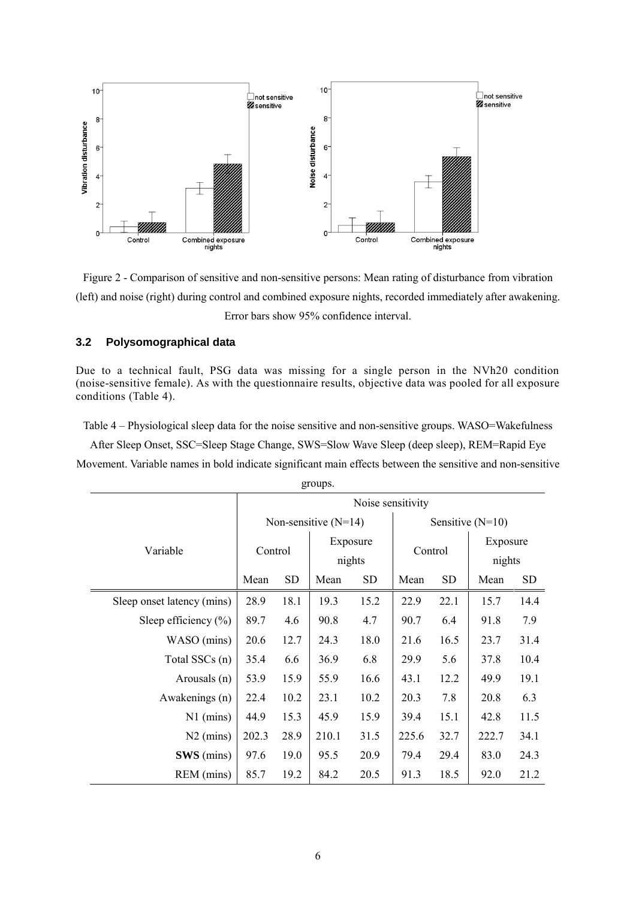Figure 2 - Comparison of sensitive and non-sensitive persons: Mean rating of disturbance from vibration (left) and noise (right) during control and combined exposure nights, recorded immediately after awakening. Error bars show 95% confidence interval.

### 3.2 Polysomographical data

Due to a technical fault, PSG data was missing for a single person in the NVh20 condition (noise-sensitive female). As with the questionnaire results, objective data was pooled for all exposure conditions (Table 4).

Table 4 – Physiological sleep data for the noise sensitive and non-sensitive groups. WASO=Wakefulness After Sleep Onset, SSC=Sleep Stage Change, SWS=Slow Wave Sleep (deep sleep), REM=Rapid Eye Movement. Variable names in bold indicate significant main effects between the sensitive and non-sensitive groups.

| Variable | Noise sensitivity | | | | | | | |
|---|---|---|---|---|---|---|---|---|
| | Non-sensitive (N=14) | | | | Sensitive (N=10) | | | |
| | Control | | Exposure nights | | Control | | Exposure nights | |
| | Mean | SD | Mean | SD | Mean | SD | Mean | SD |
| Sleep onset latency (mins) | 28.9 | 18.1 | 19.3 | 15.2 | 22.9 | 22.1 | 15.7 | 14.4 |
| Sleep efficiency (%) | 89.7 | 4.6 | 90.8 | 4.7 | 90.7 | 6.4 | 91.8 | 7.9 |
| WASO (mins) | 20.6 | 12.7 | 24.3 | 18.0 | 21.6 | 16.5 | 23.7 | 31.4 |
| Total SSCs (n) | 35.4 | 6.6 | 36.9 | 6.8 | 29.9 | 5.6 | 37.8 | 10.4 |
| Arousals (n) | 53.9 | 15.9 | 55.9 | 16.6 | 43.1 | 12.2 | 49.9 | 19.1 |
| Awakenings (n) | 22.4 | 10.2 | 23.1 | 10.2 | 20.3 | 7.8 | 20.8 | 6.3 |
| N1 (mins) | 44.9 | 15.3 | 45.9 | 15.9 | 39.4 | 15.1 | 42.8 | 11.5 |
| N2 (mins) | 202.3 | 28.9 | 210.1 | 31.5 | 225.6 | 32.7 | 222.7 | 34.1 |
| **SWS** (mins) | 97.6 | 19.0 | 95.5 | 20.9 | 79.4 | 29.4 | 83.0 | 24.3 |
| REM (mins) | 85.7 | 19.2 | 84.2 | 20.5 | 91.3 | 18.5 | 92.0 | 21.2 |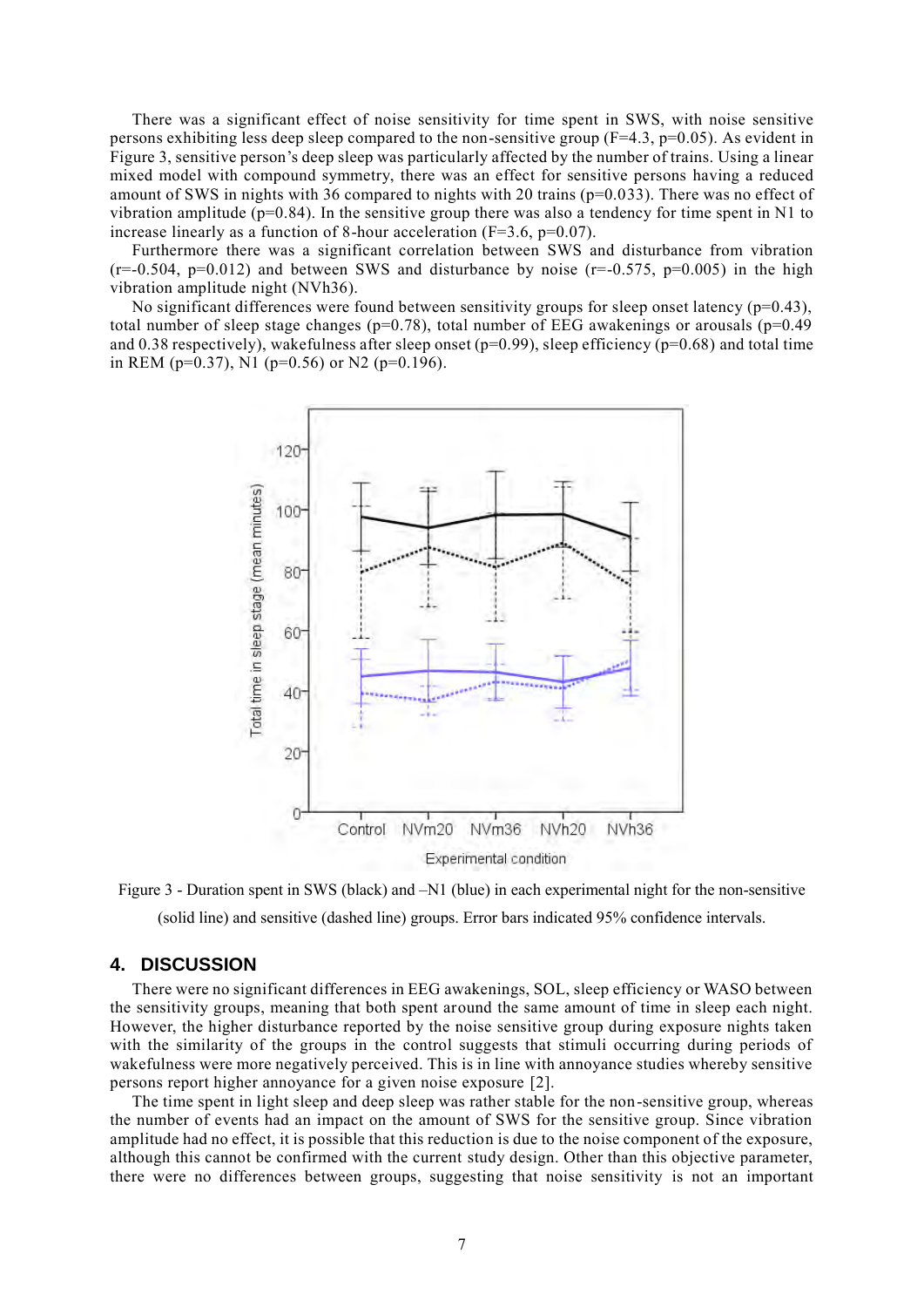There was a significant effect of noise sensitivity for time spent in SWS, with noise sensitive persons exhibiting less deep sleep compared to the non-sensitive group ($F=4.3$, $p=0.05$). As evident in Figure 3, sensitive person's deep sleep was particularly affected by the number of trains. Using a linear mixed model with compound symmetry, there was an effect for sensitive persons having a reduced amount of SWS in nights with 36 compared to nights with 20 trains ($p=0.033$). There was no effect of vibration amplitude ($p=0.84$). In the sensitive group there was also a tendency for time spent in N1 to increase linearly as a function of 8-hour acceleration ($F=3.6$, $p=0.07$).

Furthermore there was a significant correlation between SWS and disturbance from vibration ($r=-0.504$, $p=0.012$) and between SWS and disturbance by noise ($r=-0.575$, $p=0.005$) in the high vibration amplitude night (NVh36).

No significant differences were found between sensitivity groups for sleep onset latency ($p=0.43$), total number of sleep stage changes ($p=0.78$), total number of EEG awakenings or arousals ($p=0.49$ and 0.38 respectively), wakefulness after sleep onset ($p=0.99$), sleep efficiency ($p=0.68$) and total time in REM ($p=0.37$), N1 ($p=0.56$) or N2 ($p=0.196$).

Figure 3 - Duration spent in SWS (black) and –N1 (blue) in each experimental night for the non-sensitive (solid line) and sensitive (dashed line) groups. Error bars indicated 95% confidence intervals.

## 4. DISCUSSION

There were no significant differences in EEG awakenings, SOL, sleep efficiency or WASO between the sensitivity groups, meaning that both spent around the same amount of time in sleep each night. However, the higher disturbance reported by the noise sensitive group during exposure nights taken with the similarity of the groups in the control suggests that stimuli occurring during periods of wakefulness were more negatively perceived. This is in line with annoyance studies whereby sensitive persons report higher annoyance for a given noise exposure [2].

The time spent in light sleep and deep sleep was rather stable for the non-sensitive group, whereas the number of events had an impact on the amount of SWS for the sensitive group. Since vibration amplitude had no effect, it is possible that this reduction is due to the noise component of the exposure, although this cannot be confirmed with the current study design. Other than this objective parameter, there were no differences between groups, suggesting that noise sensitivity is not an important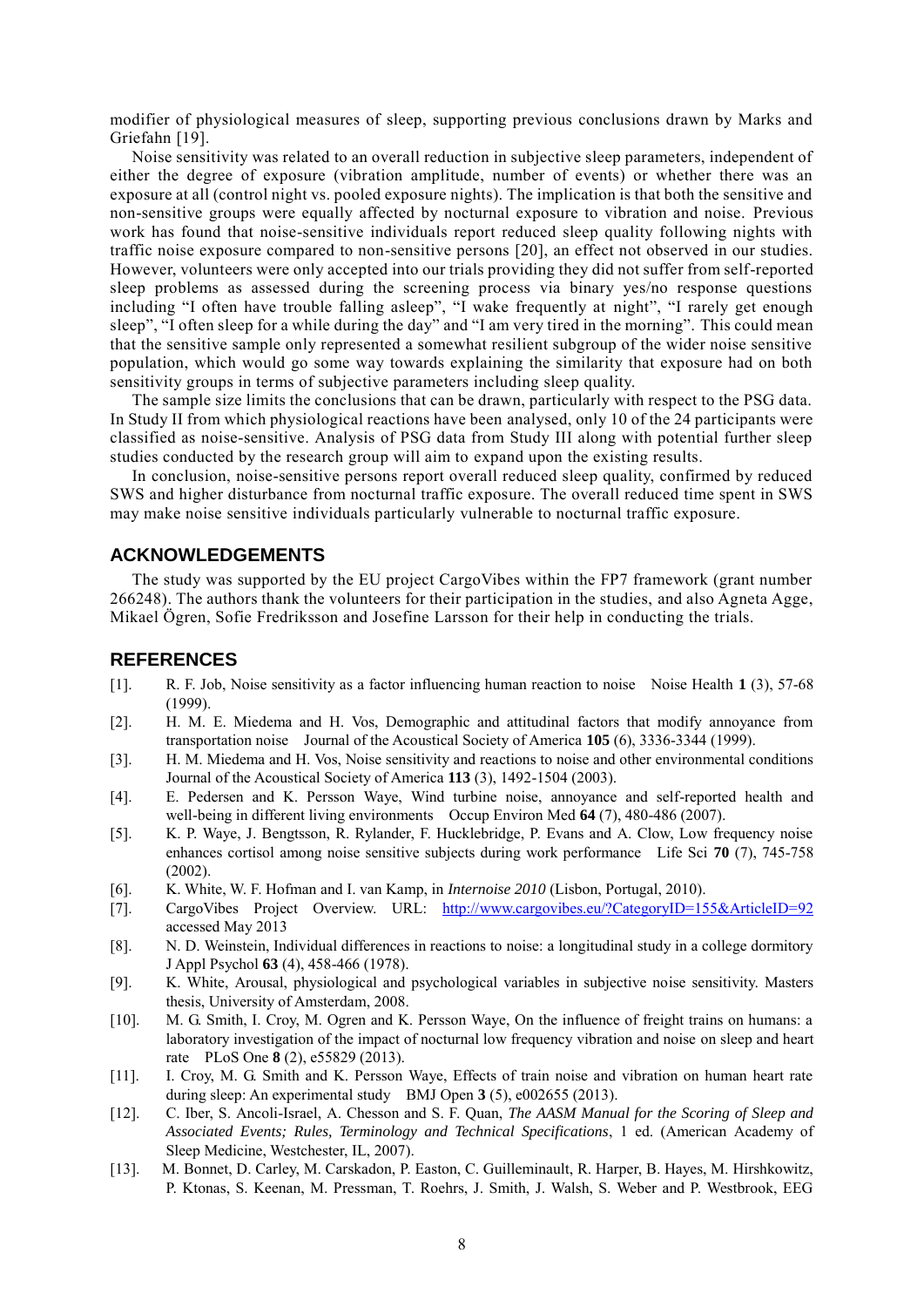modifier of physiological measures of sleep, supporting previous conclusions drawn by Marks and Griefahn [19].

Noise sensitivity was related to an overall reduction in subjective sleep parameters, independent of either the degree of exposure (vibration amplitude, number of events) or whether there was an exposure at all (control night vs. pooled exposure nights). The implication is that both the sensitive and non-sensitive groups were equally affected by nocturnal exposure to vibration and noise. Previous work has found that noise-sensitive individuals report reduced sleep quality following nights with traffic noise exposure compared to non-sensitive persons [20], an effect not observed in our studies. However, volunteers were only accepted into our trials providing they did not suffer from self-reported sleep problems as assessed during the screening process via binary yes/no response questions including "I often have trouble falling asleep", "I wake frequently at night", "I rarely get enough sleep", "I often sleep for a while during the day" and "I am very tired in the morning". This could mean that the sensitive sample only represented a somewhat resilient subgroup of the wider noise sensitive population, which would go some way towards explaining the similarity that exposure had on both sensitivity groups in terms of subjective parameters including sleep quality.

The sample size limits the conclusions that can be drawn, particularly with respect to the PSG data. In Study II from which physiological reactions have been analysed, only 10 of the 24 participants were classified as noise-sensitive. Analysis of PSG data from Study III along with potential further sleep studies conducted by the research group will aim to expand upon the existing results.

In conclusion, noise-sensitive persons report overall reduced sleep quality, confirmed by reduced SWS and higher disturbance from nocturnal traffic exposure. The overall reduced time spent in SWS may make noise sensitive individuals particularly vulnerable to nocturnal traffic exposure.

## ACKNOWLEDGEMENTS

The study was supported by the EU project CargoVibes within the FP7 framework (grant number 266248). The authors thank the volunteers for their participation in the studies, and also Agneta Agge, Mikael Ögren, Sofie Fredriksson and Josefine Larsson for their help in conducting the trials.

## REFERENCES

[1]. R. F. Job, Noise sensitivity as a factor influencing human reaction to noise Noise Health **1** (3), 57-68 (1999).

[2]. H. M. E. Miedema and H. Vos, Demographic and attitudinal factors that modify annoyance from transportation noise Journal of the Acoustical Society of America **105** (6), 3336-3344 (1999).

[3]. H. M. Miedema and H. Vos, Noise sensitivity and reactions to noise and other environmental conditions Journal of the Acoustical Society of America **113** (3), 1492-1504 (2003).

[4]. E. Pedersen and K. Persson Waye, Wind turbine noise, annoyance and self-reported health and well-being in different living environments Occup Environ Med **64** (7), 480-486 (2007).

[5]. K. P. Waye, J. Bengtsson, R. Rylander, F. Hucklebridge, P. Evans and A. Clow, Low frequency noise enhances cortisol among noise sensitive subjects during work performance Life Sci **70** (7), 745-758 (2002).

[6]. K. White, W. F. Hofman and I. van Kamp, in *Internoise 2010* (Lisbon, Portugal, 2010).

[7]. CargoVibes Project Overview. URL: http://www.cargovibes.eu/?CategoryID=155&ArticleID=92 accessed May 2013

[8]. N. D. Weinstein, Individual differences in reactions to noise: a longitudinal study in a college dormitory J Appl Psychol **63** (4), 458-466 (1978).

[9]. K. White, Arousal, physiological and psychological variables in subjective noise sensitivity. Masters thesis, University of Amsterdam, 2008.

[10]. M. G. Smith, I. Croy, M. Ogren and K. Persson Waye, On the influence of freight trains on humans: a laboratory investigation of the impact of nocturnal low frequency vibration and noise on sleep and heart rate PLoS One **8** (2), e55829 (2013).

[11]. I. Croy, M. G. Smith and K. Persson Waye, Effects of train noise and vibration on human heart rate during sleep: An experimental study BMJ Open **3** (5), e002655 (2013).

[12]. C. Iber, S. Ancoli-Israel, A. Chesson and S. F. Quan, *The AASM Manual for the Scoring of Sleep and Associated Events; Rules, Terminology and Technical Specifications*, 1 ed. (American Academy of Sleep Medicine, Westchester, IL, 2007).

[13]. M. Bonnet, D. Carley, M. Carskadon, P. Easton, C. Guilleminault, R. Harper, B. Hayes, M. Hirshkowitz, P. Ktonas, S. Keenan, M. Pressman, T. Roehrs, J. Smith, J. Walsh, S. Weber and P. Westbrook, EEG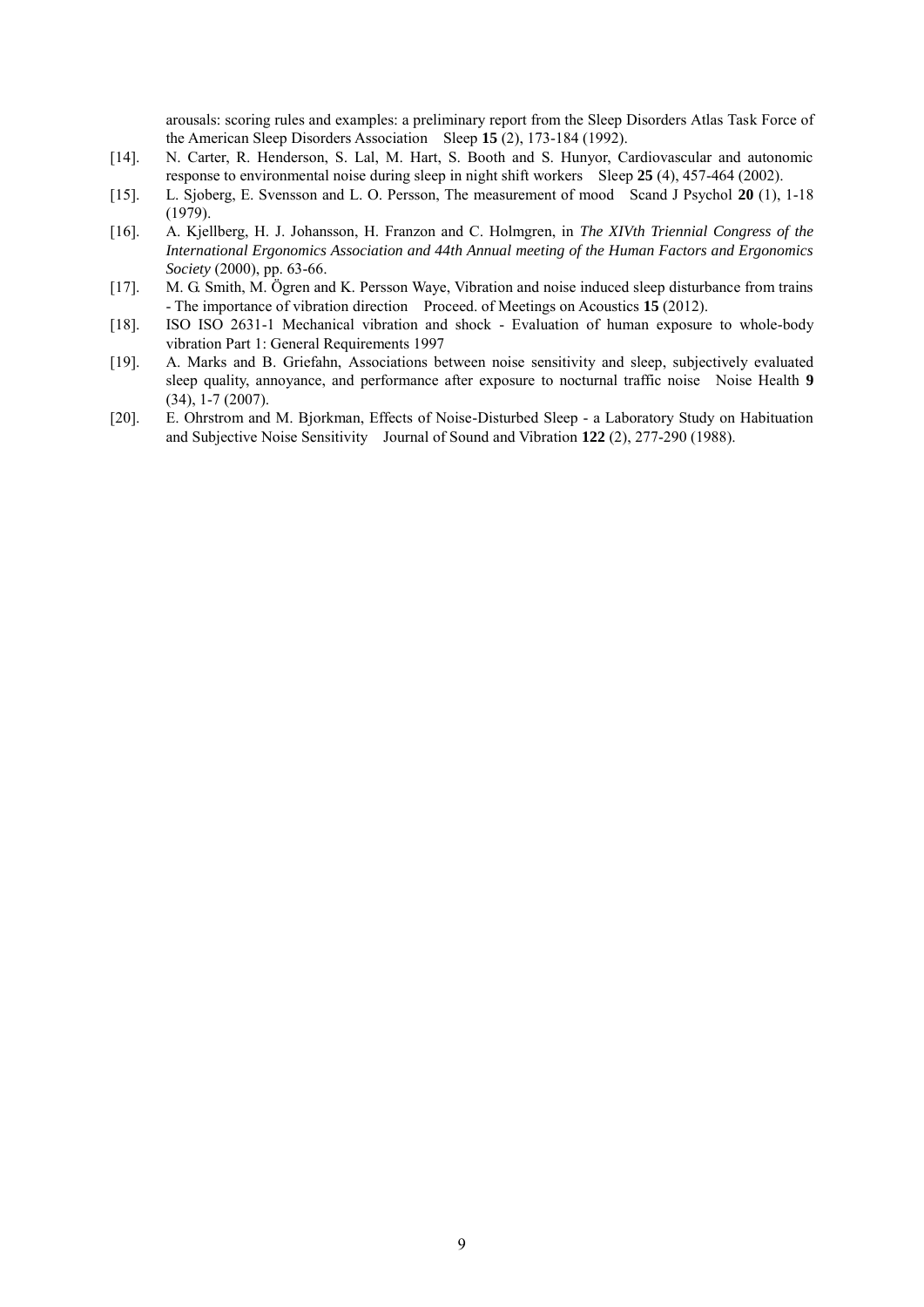arousals: scoring rules and examples: a preliminary report from the Sleep Disorders Atlas Task Force of the American Sleep Disorders Association Sleep **15** (2), 173-184 (1992).

[14]. N. Carter, R. Henderson, S. Lal, M. Hart, S. Booth and S. Hunyor, Cardiovascular and autonomic response to environmental noise during sleep in night shift workers Sleep **25** (4), 457-464 (2002).

[15]. L. Sjoberg, E. Svensson and L. O. Persson, The measurement of mood Scand J Psychol **20** (1), 1-18 (1979).

[16]. A. Kjellberg, H. J. Johansson, H. Franzon and C. Holmgren, in *The XIVth Triennial Congress of the International Ergonomics Association and 44th Annual meeting of the Human Factors and Ergonomics Society* (2000), pp. 63-66.

[17]. M. G. Smith, M. Ögren and K. Persson Waye, Vibration and noise induced sleep disturbance from trains - The importance of vibration direction Proceed. of Meetings on Acoustics **15** (2012).

[18]. ISO ISO 2631-1 Mechanical vibration and shock - Evaluation of human exposure to whole-body vibration Part 1: General Requirements 1997

[19]. A. Marks and B. Griefahn, Associations between noise sensitivity and sleep, subjectively evaluated sleep quality, annoyance, and performance after exposure to nocturnal traffic noise Noise Health **9** (34), 1-7 (2007).

[20]. E. Ohrstrom and M. Bjorkman, Effects of Noise-Disturbed Sleep - a Laboratory Study on Habituation and Subjective Noise Sensitivity Journal of Sound and Vibration **122** (2), 277-290 (1988).